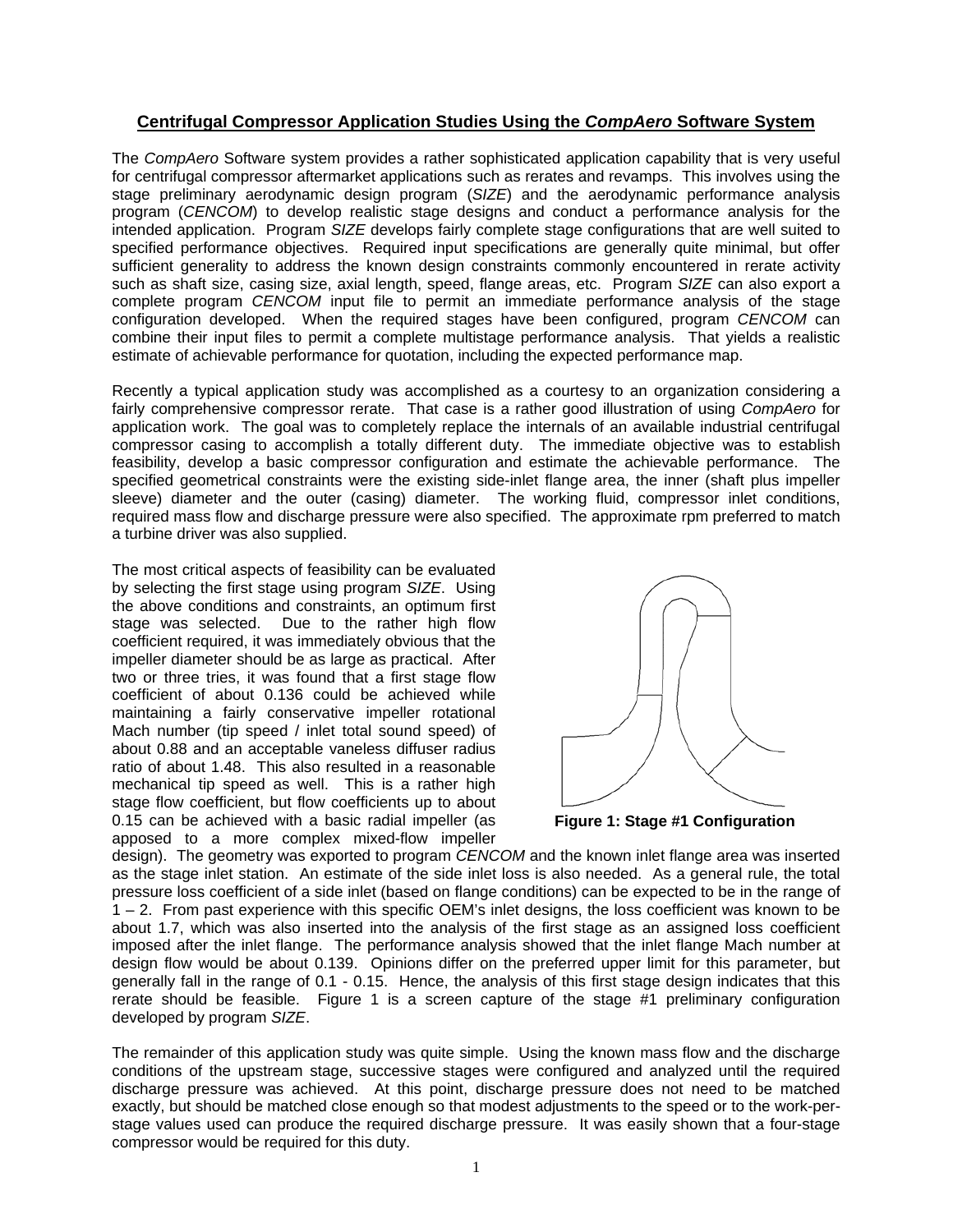## Centrifugal Compressor Application Studies Using the *CompAero* Software System

The *CompAero* Software system provides a rather sophisticated application capability that is very useful for centrifugal compressor aftermarket applications such as rerates and revamps. This involves using the stage preliminary aerodynamic design program (*SIZE*) and the aerodynamic performance analysis program (*CENCOM*) to develop realistic stage designs and conduct a performance analysis for the intended application. Program *SIZE* develops fairly complete stage configurations that are well suited to specified performance objectives. Required input specifications are generally quite minimal, but offer sufficient generality to address the known design constraints commonly encountered in rerate activity such as shaft size, casing size, axial length, speed, flange areas, etc. Program *SIZE* can also export a complete program *CENCOM* input file to permit an immediate performance analysis of the stage configuration developed. When the required stages have been configured, program *CENCOM* can combine their input files to permit a complete multistage performance analysis. That yields a realistic estimate of achievable performance for quotation, including the expected performance map.

Recently a typical application study was accomplished as a courtesy to an organization considering a fairly comprehensive compressor rerate. That case is a rather good illustration of using *CompAero* for application work. The goal was to completely replace the internals of an available industrial centrifugal compressor casing to accomplish a totally different duty. The immediate objective was to establish feasibility, develop a basic compressor configuration and estimate the achievable performance. The specified geometrical constraints were the existing side-inlet flange area, the inner (shaft plus impeller sleeve) diameter and the outer (casing) diameter. The working fluid, compressor inlet conditions, required mass flow and discharge pressure were also specified. The approximate rpm preferred to match a turbine driver was also supplied.

The most critical aspects of feasibility can be evaluated by selecting the first stage using program *SIZE*. Using the above conditions and constraints, an optimum first stage was selected. Due to the rather high flow coefficient required, it was immediately obvious that the impeller diameter should be as large as practical. After two or three tries, it was found that a first stage flow coefficient of about 0.136 could be achieved while maintaining a fairly conservative impeller rotational Mach number (tip speed / inlet total sound speed) of about 0.88 and an acceptable vaneless diffuser radius ratio of about 1.48. This also resulted in a reasonable mechanical tip speed as well. This is a rather high stage flow coefficient, but flow coefficients up to about 0.15 can be achieved with a basic radial impeller (as apposed to a more complex mixed-flow impeller design). The geometry was exported to program *CENCOM* and the known inlet flange area was inserted as the stage inlet station. An estimate of the side inlet loss is also needed. As a general rule, the total pressure loss coefficient of a side inlet (based on flange conditions) can be expected to be in the range of 1 – 2. From past experience with this specific OEM's inlet designs, the loss coefficient was known to be about 1.7, which was also inserted into the analysis of the first stage as an assigned loss coefficient imposed after the inlet flange. The performance analysis showed that the inlet flange Mach number at design flow would be about 0.139. Opinions differ on the preferred upper limit for this parameter, but generally fall in the range of 0.1 - 0.15. Hence, the analysis of this first stage design indicates that this rerate should be feasible. Figure 1 is a screen capture of the stage #1 preliminary configuration developed by program *SIZE*.

**Figure 1: Stage #1 Configuration**

The remainder of this application study was quite simple. Using the known mass flow and the discharge conditions of the upstream stage, successive stages were configured and analyzed until the required discharge pressure was achieved. At this point, discharge pressure does not need to be matched exactly, but should be matched close enough so that modest adjustments to the speed or to the work-per-stage values used can produce the required discharge pressure. It was easily shown that a four-stage compressor would be required for this duty.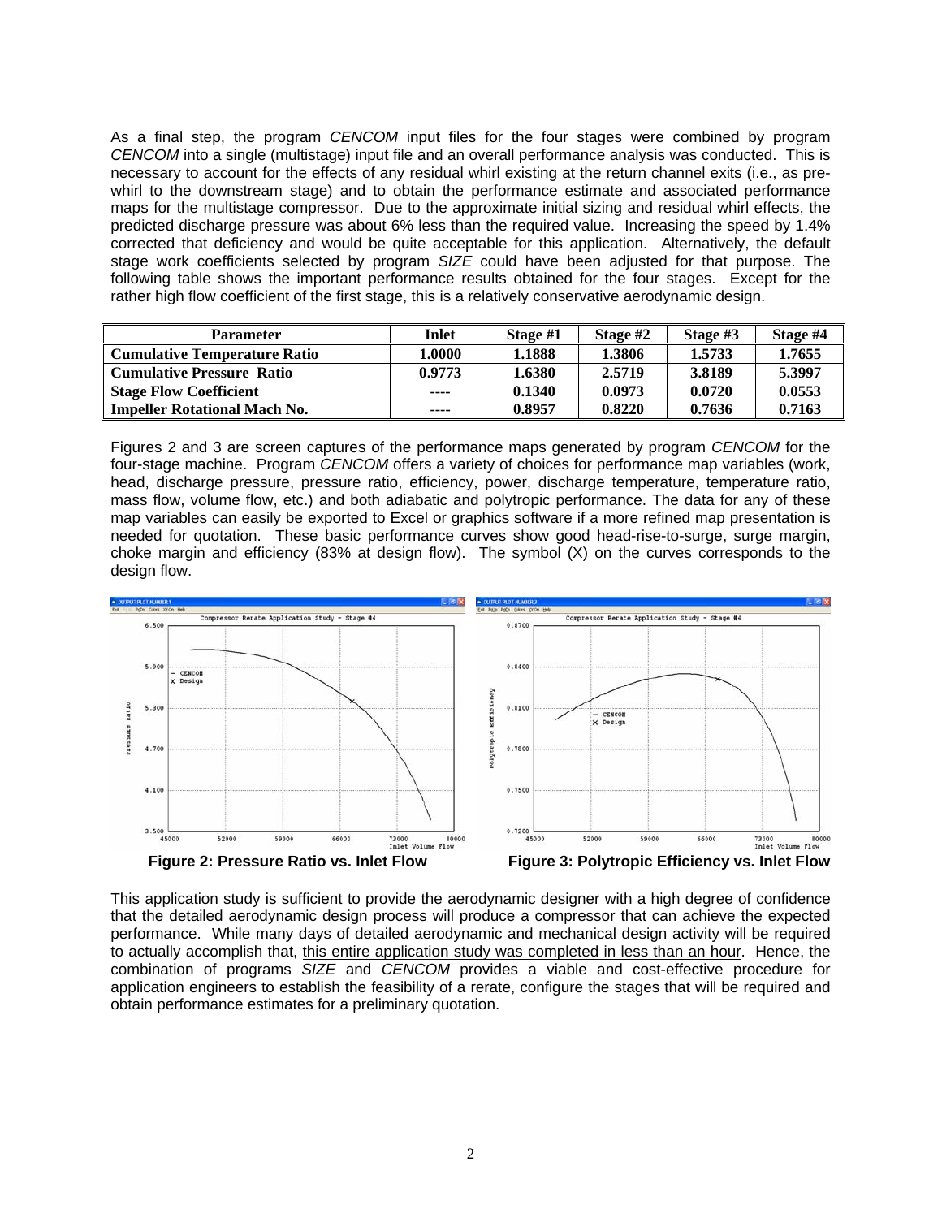As a final step, the program *CENCOM* input files for the four stages were combined by program *CENCOM* into a single (multistage) input file and an overall performance analysis was conducted. This is necessary to account for the effects of any residual whirl existing at the return channel exits (i.e., as pre-whirl to the downstream stage) and to obtain the performance estimate and associated performance maps for the multistage compressor. Due to the approximate initial sizing and residual whirl effects, the predicted discharge pressure was about 6% less than the required value. Increasing the speed by 1.4% corrected that deficiency and would be quite acceptable for this application. Alternatively, the default stage work coefficients selected by program *SIZE* could have been adjusted for that purpose. The following table shows the important performance results obtained for the four stages. Except for the rather high flow coefficient of the first stage, this is a relatively conservative aerodynamic design.

| Parameter | Inlet | Stage #1 | Stage #2 | Stage #3 | Stage #4 |
|---|---|---|---|---|---|
| Cumulative Temperature Ratio | 1.0000 | 1.1888 | 1.3806 | 1.5733 | 1.7655 |
| Cumulative Pressure Ratio | 0.9773 | 1.6380 | 2.5719 | 3.8189 | 5.3997 |
| Stage Flow Coefficient | ---- | 0.1340 | 0.0973 | 0.0720 | 0.0553 |
| Impeller Rotational Mach No. | ---- | 0.8957 | 0.8220 | 0.7636 | 0.7163 |

Figures 2 and 3 are screen captures of the performance maps generated by program *CENCOM* for the four-stage machine. Program *CENCOM* offers a variety of choices for performance map variables (work, head, discharge pressure, pressure ratio, efficiency, power, discharge temperature, temperature ratio, mass flow, volume flow, etc.) and both adiabatic and polytropic performance. The data for any of these map variables can easily be exported to Excel or graphics software if a more refined map presentation is needed for quotation. These basic performance curves show good head-rise-to-surge, surge margin, choke margin and efficiency (83% at design flow). The symbol (X) on the curves corresponds to the design flow.

OUTPUT PLOT NUMBER 1
Compressor Rerate Application Study - Stage #4
Pressure Ratio
6.500
5.900
5.300
4.700
4.100
3.500
45000 52000 59000 66000 73000 80000
Inlet Volume Flow
— CENCOM
x Design

**Figure 2: Pressure Ratio vs. Inlet Flow**

OUTPUT PLOT NUMBER 2
Compressor Rerate Application Study - Stage #4
Polytropic Efficiency
0.8700
0.8400
0.8100
0.7800
0.7500
0.7200
45000 52000 59000 66000 73000 80000
Inlet Volume Flow
— CENCOM
x Design

**Figure 3: Polytropic Efficiency vs. Inlet Flow**

This application study is sufficient to provide the aerodynamic designer with a high degree of confidence that the detailed aerodynamic design process will produce a compressor that can achieve the expected performance. While many days of detailed aerodynamic and mechanical design activity will be required to actually accomplish that, this entire application study was completed in less than an hour. Hence, the combination of programs *SIZE* and *CENCOM* provides a viable and cost-effective procedure for application engineers to establish the feasibility of a rerate, configure the stages that will be required and obtain performance estimates for a preliminary quotation.